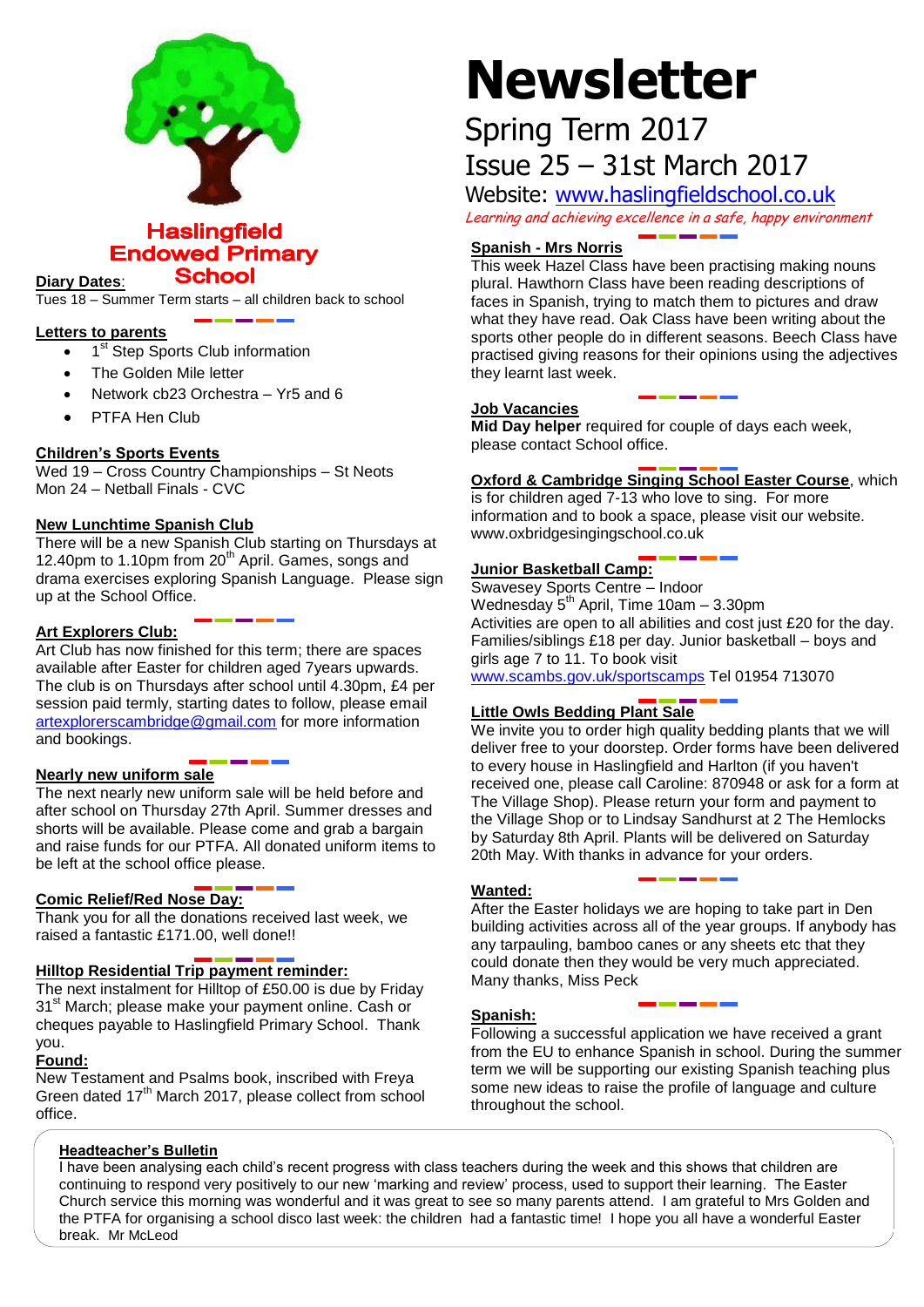# Haslingfield Endowed Primary School

# Newsletter

## Spring Term 2017

## Issue 25 – 31st March 2017

Website: www.haslingfieldschool.co.uk

*Learning and achieving excellence in a safe, happy environment*

**Diary Dates**:

Tues 18 – Summer Term starts – all children back to school

**Letters to parents**

- 1st Step Sports Club information
- The Golden Mile letter
- Network cb23 Orchestra – Yr5 and 6
- PTFA Hen Club

**Children's Sports Events**

Wed 19 – Cross Country Championships – St Neots

Mon 24 – Netball Finals - CVC

**New Lunchtime Spanish Club**

There will be a new Spanish Club starting on Thursdays at 12.40pm to 1.10pm from 20th April. Games, songs and drama exercises exploring Spanish Language. Please sign up at the School Office.

**Art Explorers Club:**

Art Club has now finished for this term; there are spaces available after Easter for children aged 7years upwards. The club is on Thursdays after school until 4.30pm, £4 per session paid termly, starting dates to follow, please email artexplorerscambridge@gmail.com for more information and bookings.

**Nearly new uniform sale**

The next nearly new uniform sale will be held before and after school on Thursday 27th April. Summer dresses and shorts will be available. Please come and grab a bargain and raise funds for our PTFA. All donated uniform items to be left at the school office please.

**Comic Relief/Red Nose Day:**

Thank you for all the donations received last week, we raised a fantastic £171.00, well done!!

**Hilltop Residential Trip payment reminder:**

The next instalment for Hilltop of £50.00 is due by Friday 31st March; please make your payment online. Cash or cheques payable to Haslingfield Primary School. Thank you.

**Found:**

New Testament and Psalms book, inscribed with Freya Green dated 17th March 2017, please collect from school office.

**Spanish - Mrs Norris**

This week Hazel Class have been practising making nouns plural. Hawthorn Class have been reading descriptions of faces in Spanish, trying to match them to pictures and draw what they have read. Oak Class have been writing about the sports other people do in different seasons. Beech Class have practised giving reasons for their opinions using the adjectives they learnt last week.

**Job Vacancies**

**Mid Day helper** required for couple of days each week, please contact School office.

**Oxford & Cambridge Singing School Easter Course**, which is for children aged 7-13 who love to sing. For more information and to book a space, please visit our website. www.oxbridgesingingschool.co.uk

**Junior Basketball Camp:**

Swavesey Sports Centre – Indoor

Wednesday 5th April, Time 10am – 3.30pm

Activities are open to all abilities and cost just £20 for the day. Families/siblings £18 per day. Junior basketball – boys and girls age 7 to 11. To book visit www.scambs.gov.uk/sportscamps Tel 01954 713070

**Little Owls Bedding Plant Sale**

We invite you to order high quality bedding plants that we will deliver free to your doorstep. Order forms have been delivered to every house in Haslingfield and Harlton (if you haven't received one, please call Caroline: 870948 or ask for a form at The Village Shop). Please return your form and payment to the Village Shop or to Lindsay Sandhurst at 2 The Hemlocks by Saturday 8th April. Plants will be delivered on Saturday 20th May. With thanks in advance for your orders.

**Wanted:**

After the Easter holidays we are hoping to take part in Den building activities across all of the year groups. If anybody has any tarpauling, bamboo canes or any sheets etc that they could donate then they would be very much appreciated. Many thanks, Miss Peck

**Spanish:**

Following a successful application we have received a grant from the EU to enhance Spanish in school. During the summer term we will be supporting our existing Spanish teaching plus some new ideas to raise the profile of language and culture throughout the school.

**Headteacher's Bulletin**

I have been analysing each child's recent progress with class teachers during the week and this shows that children are continuing to respond very positively to our new 'marking and review' process, used to support their learning. The Easter Church service this morning was wonderful and it was great to see so many parents attend. I am grateful to Mrs Golden and the PTFA for organising a school disco last week: the children had a fantastic time! I hope you all have a wonderful Easter break. Mr McLeod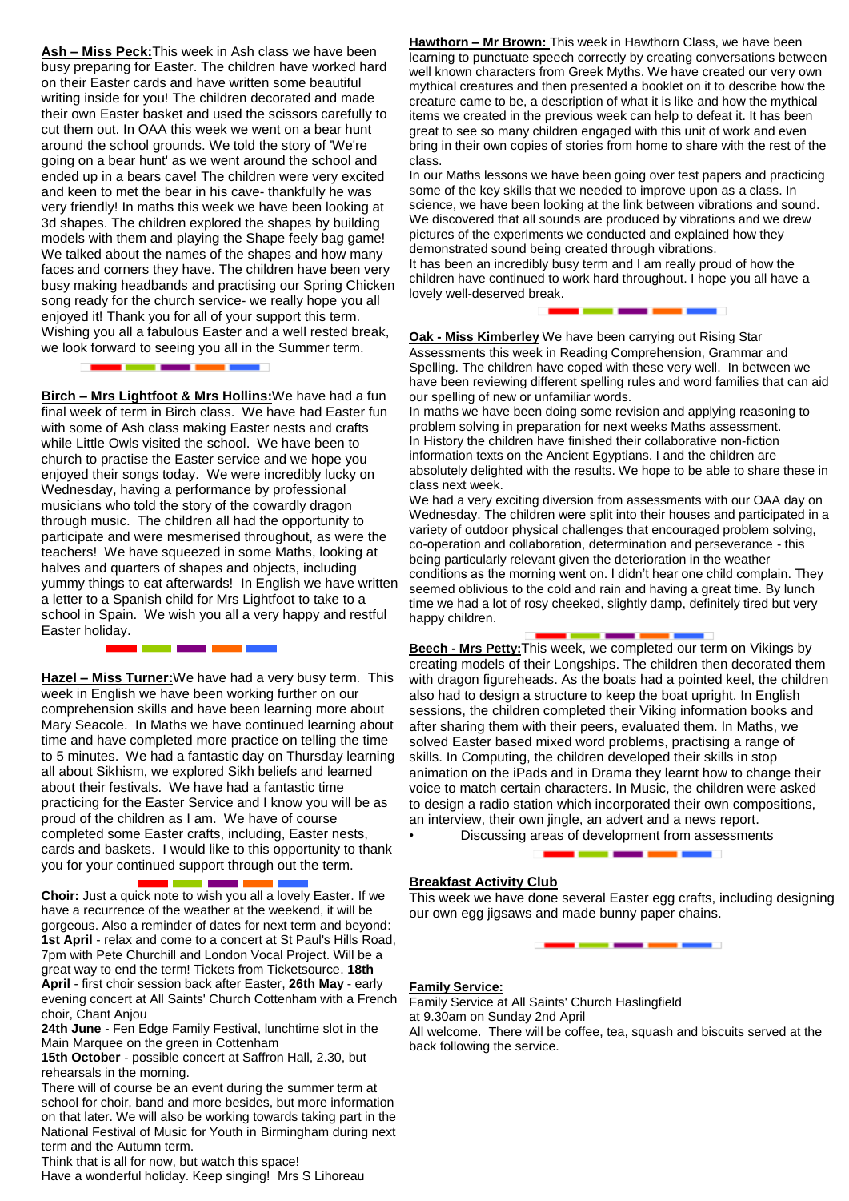**Ash – Miss Peck:** This week in Ash class we have been busy preparing for Easter. The children have worked hard on their Easter cards and have written some beautiful writing inside for you! The children decorated and made their own Easter basket and used the scissors carefully to cut them out. In OAA this week we went on a bear hunt around the school grounds. We told the story of 'We're going on a bear hunt' as we went around the school and ended up in a bears cave! The children were very excited and keen to met the bear in his cave- thankfully he was very friendly! In maths this week we have been looking at 3d shapes. The children explored the shapes by building models with them and playing the Shape feely bag game! We talked about the names of the shapes and how many faces and corners they have. The children have been very busy making headbands and practising our Spring Chicken song ready for the church service- we really hope you all enjoyed it! Thank you for all of your support this term. Wishing you all a fabulous Easter and a well rested break, we look forward to seeing you all in the Summer term.

**Birch – Mrs Lightfoot & Mrs Hollins:** We have had a fun final week of term in Birch class. We have had Easter fun with some of Ash class making Easter nests and crafts while Little Owls visited the school. We have been to church to practise the Easter service and we hope you enjoyed their songs today. We were incredibly lucky on Wednesday, having a performance by professional musicians who told the story of the cowardly dragon through music. The children all had the opportunity to participate and were mesmerised throughout, as were the teachers! We have squeezed in some Maths, looking at halves and quarters of shapes and objects, including yummy things to eat afterwards! In English we have written a letter to a Spanish child for Mrs Lightfoot to take to a school in Spain. We wish you all a very happy and restful Easter holiday.

**Hazel – Miss Turner:** We have had a very busy term. This week in English we have been working further on our comprehension skills and have been learning more about Mary Seacole. In Maths we have continued learning about time and have completed more practice on telling the time to 5 minutes. We had a fantastic day on Thursday learning all about Sikhism, we explored Sikh beliefs and learned about their festivals. We have had a fantastic time practicing for the Easter Service and I know you will be as proud of the children as I am. We have of course completed some Easter crafts, including, Easter nests, cards and baskets. I would like to this opportunity to thank you for your continued support through out the term.

**Choir:** Just a quick note to wish you all a lovely Easter. If we have a recurrence of the weather at the weekend, it will be gorgeous. Also a reminder of dates for next term and beyond: **1st April** - relax and come to a concert at St Paul's Hills Road, 7pm with Pete Churchill and London Vocal Project. Will be a great way to end the term! Tickets from Ticketsource. **18th April** - first choir session back after Easter, **26th May** - early evening concert at All Saints' Church Cottenham with a French choir, Chant Anjou

**24th June** - Fen Edge Family Festival, lunchtime slot in the Main Marquee on the green in Cottenham

**15th October** - possible concert at Saffron Hall, 2.30, but rehearsals in the morning.

There will of course be an event during the summer term at school for choir, band and more besides, but more information on that later. We will also be working towards taking part in the National Festival of Music for Youth in Birmingham during next term and the Autumn term.

Think that is all for now, but watch this space!

Have a wonderful holiday. Keep singing! Mrs S Lihoreau

**Hawthorn – Mr Brown:** This week in Hawthorn Class, we have been learning to punctuate speech correctly by creating conversations between well known characters from Greek Myths. We have created our very own mythical creatures and then presented a booklet on it to describe how the creature came to be, a description of what it is like and how the mythical items we created in the previous week can help to defeat it. It has been great to see so many children engaged with this unit of work and even bring in their own copies of stories from home to share with the rest of the class.

In our Maths lessons we have been going over test papers and practicing some of the key skills that we needed to improve upon as a class. In science, we have been looking at the link between vibrations and sound. We discovered that all sounds are produced by vibrations and we drew pictures of the experiments we conducted and explained how they demonstrated sound being created through vibrations.

It has been an incredibly busy term and I am really proud of how the children have continued to work hard throughout. I hope you all have a lovely well-deserved break.

**Oak - Miss Kimberley** We have been carrying out Rising Star Assessments this week in Reading Comprehension, Grammar and Spelling. The children have coped with these very well. In between we have been reviewing different spelling rules and word families that can aid our spelling of new or unfamiliar words.

In maths we have been doing some revision and applying reasoning to problem solving in preparation for next weeks Maths assessment.

In History the children have finished their collaborative non-fiction information texts on the Ancient Egyptians. I and the children are absolutely delighted with the results. We hope to be able to share these in class next week.

We had a very exciting diversion from assessments with our OAA day on Wednesday. The children were split into their houses and participated in a variety of outdoor physical challenges that encouraged problem solving, co-operation and collaboration, determination and perseverance - this being particularly relevant given the deterioration in the weather conditions as the morning went on. I didn't hear one child complain. They seemed oblivious to the cold and rain and having a great time. By lunch time we had a lot of rosy cheeked, slightly damp, definitely tired but very happy children.

**Beech - Mrs Petty:** This week, we completed our term on Vikings by creating models of their Longships. The children then decorated them with dragon figureheads. As the boats had a pointed keel, the children also had to design a structure to keep the boat upright. In English sessions, the children completed their Viking information books and after sharing them with their peers, evaluated them. In Maths, we solved Easter based mixed word problems, practising a range of skills. In Computing, the children developed their skills in stop animation on the iPads and in Drama they learnt how to change their voice to match certain characters. In Music, the children were asked to design a radio station which incorporated their own compositions, an interview, their own jingle, an advert and a news report.

- Discussing areas of development from assessments

**Breakfast Activity Club**

This week we have done several Easter egg crafts, including designing our own egg jigsaws and made bunny paper chains.

**Family Service:**

Family Service at All Saints' Church Haslingfield

at 9.30am on Sunday 2nd April

All welcome. There will be coffee, tea, squash and biscuits served at the back following the service.